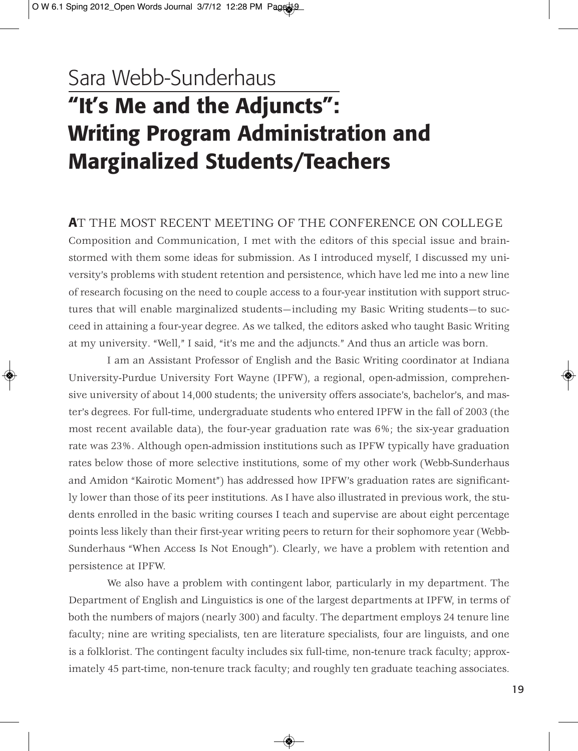Sara Webb-Sunderhaus

# "It's Me and the Adjuncts": Writing Program Administration and Marginalized Students/Teachers

AT THE MOST RECENT MEETING OF THE CONFERENCE ON COLLEGE Composition and Communication, I met with the editors of this special issue and brainstormed with them some ideas for submission. As I introduced myself, I discussed my university's problems with student retention and persistence, which have led me into a new line of research focusing on the need to couple access to a four-year institution with support structures that will enable marginalized students—including my Basic Writing students—to succeed in attaining a four-year degree. As we talked, the editors asked who taught Basic Writing at my university. "Well," I said, "it's me and the adjuncts." And thus an article was born.

I am an Assistant Professor of English and the Basic Writing coordinator at Indiana University-Purdue University Fort Wayne (IPFW), a regional, open-admission, comprehensive university of about 14,000 students; the university offers associate's, bachelor's, and master's degrees. For full-time, undergraduate students who entered IPFW in the fall of 2003 (the most recent available data), the four-year graduation rate was 6%; the six-year graduation rate was 23%. Although open-admission institutions such as IPFW typically have graduation rates below those of more selective institutions, some of my other work (Webb-Sunderhaus and Amidon "Kairotic Moment") has addressed how IPFW's graduation rates are significantly lower than those of its peer institutions. As I have also illustrated in previous work, the students enrolled in the basic writing courses I teach and supervise are about eight percentage points less likely than their first-year writing peers to return for their sophomore year (Webb-Sunderhaus "When Access Is Not Enough"). Clearly, we have a problem with retention and persistence at IPFW.

We also have a problem with contingent labor, particularly in my department. The Department of English and Linguistics is one of the largest departments at IPFW, in terms of both the numbers of majors (nearly 300) and faculty. The department employs 24 tenure line faculty; nine are writing specialists, ten are literature specialists, four are linguists, and one is a folklorist. The contingent faculty includes six full-time, non-tenure track faculty; approximately 45 part-time, non-tenure track faculty; and roughly ten graduate teaching associates.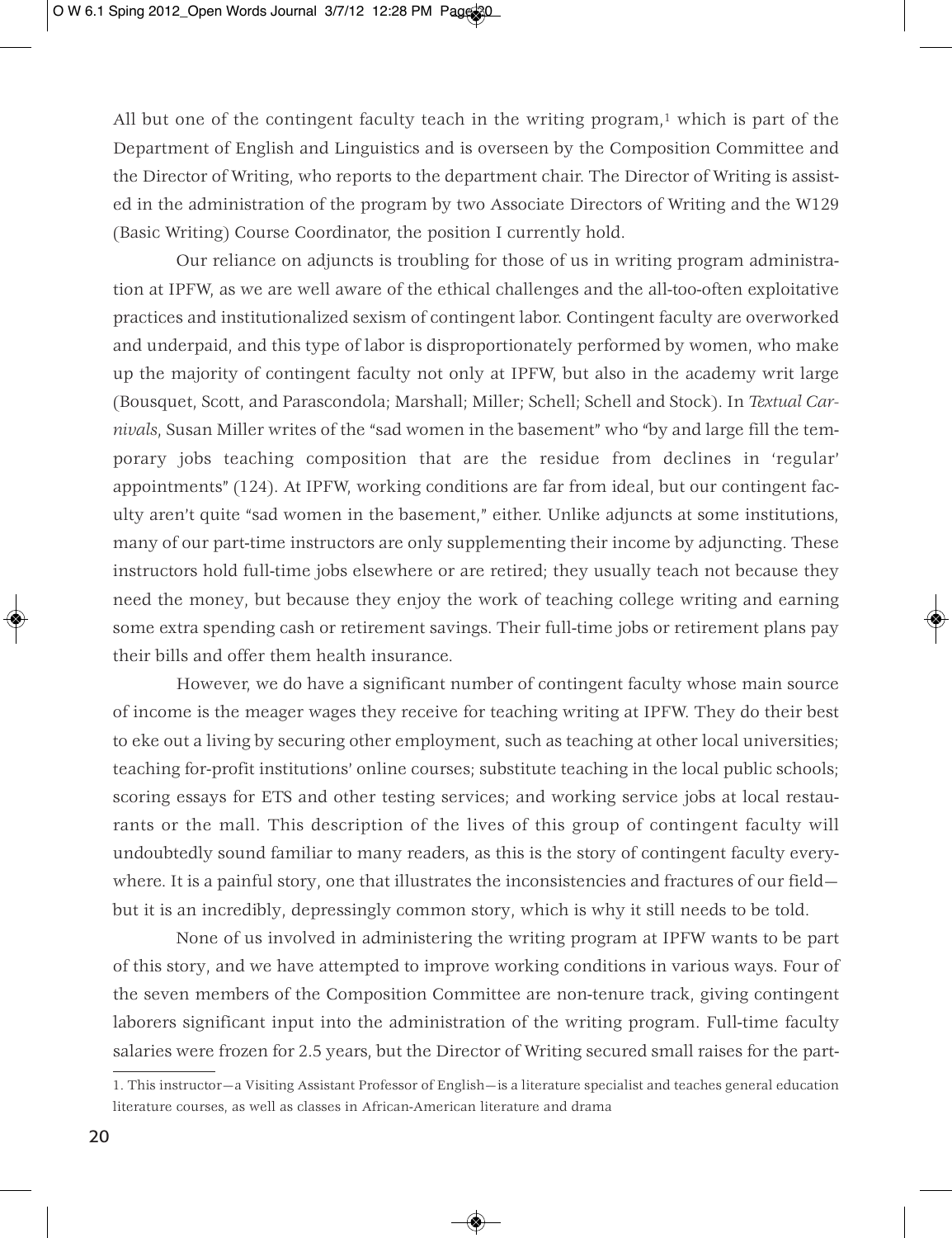All but one of the contingent faculty teach in the writing program,[1] which is part of the Department of English and Linguistics and is overseen by the Composition Committee and the Director of Writing, who reports to the department chair. The Director of Writing is assisted in the administration of the program by two Associate Directors of Writing and the W129 (Basic Writing) Course Coordinator, the position I currently hold.

Our reliance on adjuncts is troubling for those of us in writing program administration at IPFW, as we are well aware of the ethical challenges and the all-too-often exploitative practices and institutionalized sexism of contingent labor. Contingent faculty are overworked and underpaid, and this type of labor is disproportionately performed by women, who make up the majority of contingent faculty not only at IPFW, but also in the academy writ large (Bousquet, Scott, and Parascondola; Marshall; Miller; Schell; Schell and Stock). In *Textual Carnivals*, Susan Miller writes of the "sad women in the basement" who "by and large fill the temporary jobs teaching composition that are the residue from declines in 'regular' appointments" (124). At IPFW, working conditions are far from ideal, but our contingent faculty aren't quite "sad women in the basement," either. Unlike adjuncts at some institutions, many of our part-time instructors are only supplementing their income by adjuncting. These instructors hold full-time jobs elsewhere or are retired; they usually teach not because they need the money, but because they enjoy the work of teaching college writing and earning some extra spending cash or retirement savings. Their full-time jobs or retirement plans pay their bills and offer them health insurance.

However, we do have a significant number of contingent faculty whose main source of income is the meager wages they receive for teaching writing at IPFW. They do their best to eke out a living by securing other employment, such as teaching at other local universities; teaching for-profit institutions' online courses; substitute teaching in the local public schools; scoring essays for ETS and other testing services; and working service jobs at local restaurants or the mall. This description of the lives of this group of contingent faculty will undoubtedly sound familiar to many readers, as this is the story of contingent faculty everywhere. It is a painful story, one that illustrates the inconsistencies and fractures of our field—but it is an incredibly, depressingly common story, which is why it still needs to be told.

None of us involved in administering the writing program at IPFW wants to be part of this story, and we have attempted to improve working conditions in various ways. Four of the seven members of the Composition Committee are non-tenure track, giving contingent laborers significant input into the administration of the writing program. Full-time faculty salaries were frozen for 2.5 years, but the Director of Writing secured small raises for the part-

---

1. This instructor—a Visiting Assistant Professor of English—is a literature specialist and teaches general education literature courses, as well as classes in African-American literature and drama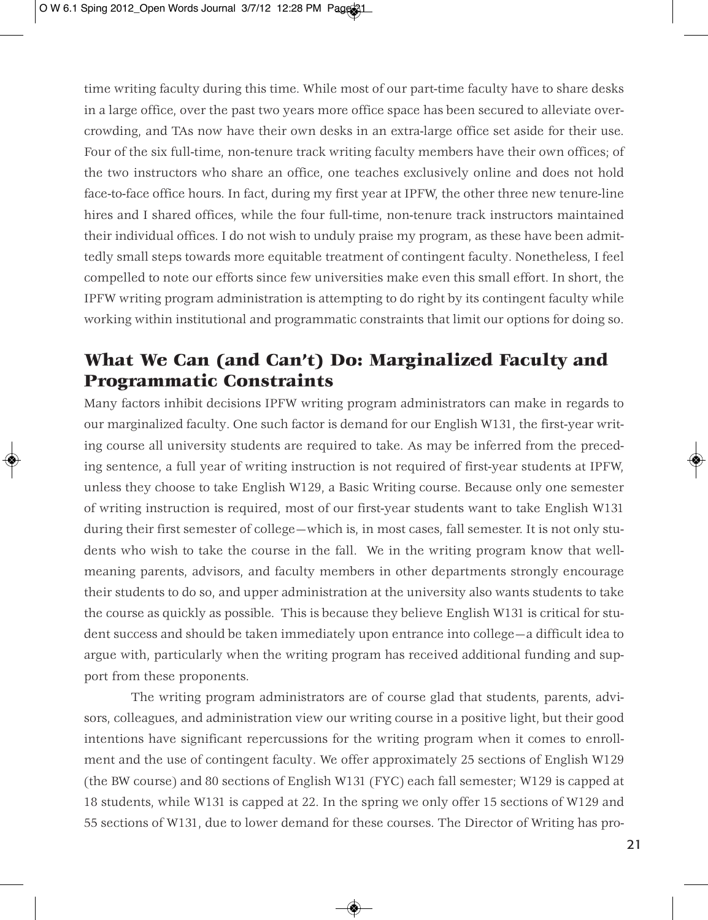time writing faculty during this time. While most of our part-time faculty have to share desks in a large office, over the past two years more office space has been secured to alleviate overcrowding, and TAs now have their own desks in an extra-large office set aside for their use. Four of the six full-time, non-tenure track writing faculty members have their own offices; of the two instructors who share an office, one teaches exclusively online and does not hold face-to-face office hours. In fact, during my first year at IPFW, the other three new tenure-line hires and I shared offices, while the four full-time, non-tenure track instructors maintained their individual offices. I do not wish to unduly praise my program, as these have been admittedly small steps towards more equitable treatment of contingent faculty. Nonetheless, I feel compelled to note our efforts since few universities make even this small effort. In short, the IPFW writing program administration is attempting to do right by its contingent faculty while working within institutional and programmatic constraints that limit our options for doing so.

## What We Can (and Can't) Do: Marginalized Faculty and Programmatic Constraints

Many factors inhibit decisions IPFW writing program administrators can make in regards to our marginalized faculty. One such factor is demand for our English W131, the first-year writing course all university students are required to take. As may be inferred from the preceding sentence, a full year of writing instruction is not required of first-year students at IPFW, unless they choose to take English W129, a Basic Writing course. Because only one semester of writing instruction is required, most of our first-year students want to take English W131 during their first semester of college—which is, in most cases, fall semester. It is not only students who wish to take the course in the fall. We in the writing program know that well-meaning parents, advisors, and faculty members in other departments strongly encourage their students to do so, and upper administration at the university also wants students to take the course as quickly as possible. This is because they believe English W131 is critical for student success and should be taken immediately upon entrance into college—a difficult idea to argue with, particularly when the writing program has received additional funding and support from these proponents.

The writing program administrators are of course glad that students, parents, advisors, colleagues, and administration view our writing course in a positive light, but their good intentions have significant repercussions for the writing program when it comes to enrollment and the use of contingent faculty. We offer approximately 25 sections of English W129 (the BW course) and 80 sections of English W131 (FYC) each fall semester; W129 is capped at 18 students, while W131 is capped at 22. In the spring we only offer 15 sections of W129 and 55 sections of W131, due to lower demand for these courses. The Director of Writing has pro-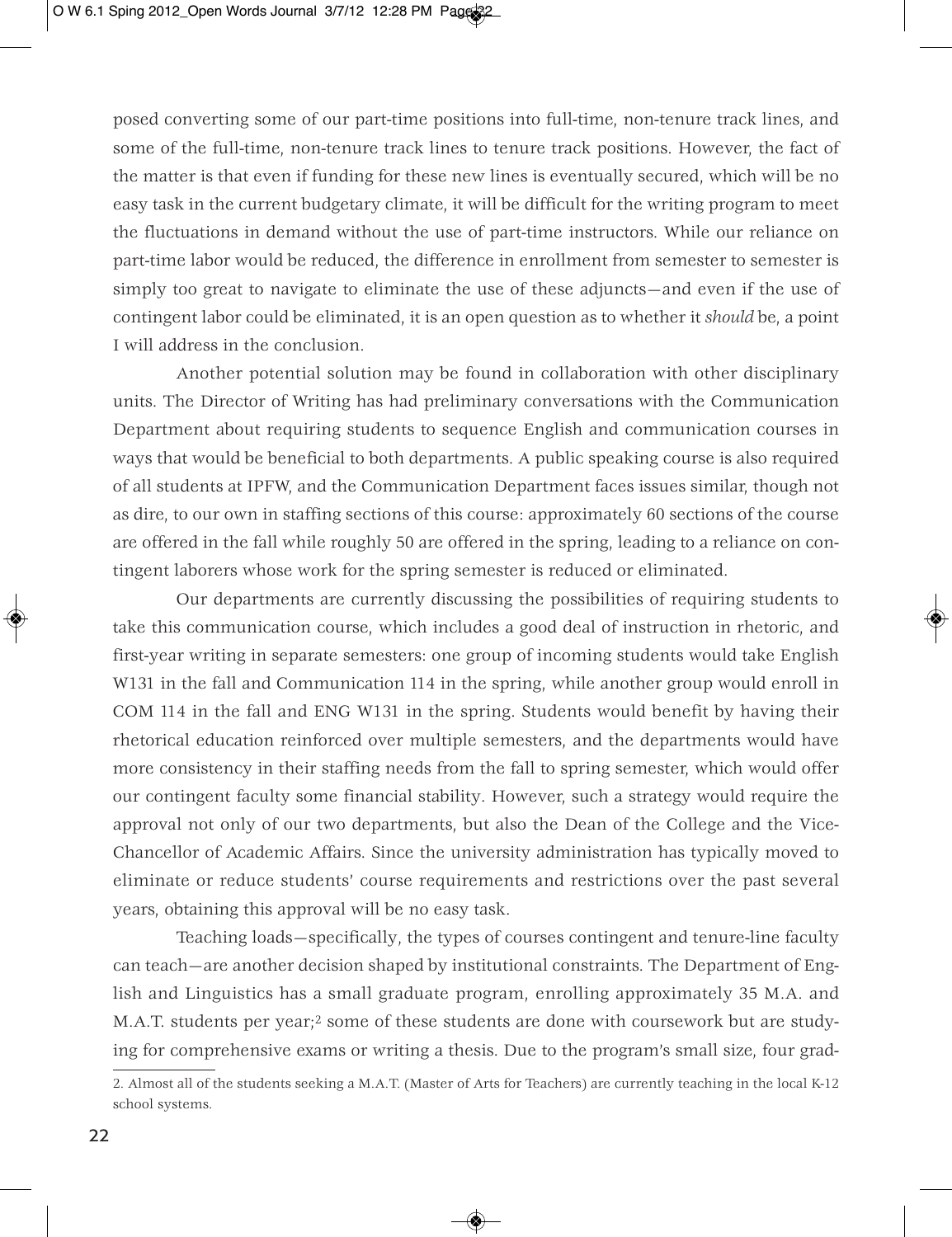posed converting some of our part-time positions into full-time, non-tenure track lines, and some of the full-time, non-tenure track lines to tenure track positions. However, the fact of the matter is that even if funding for these new lines is eventually secured, which will be no easy task in the current budgetary climate, it will be difficult for the writing program to meet the fluctuations in demand without the use of part-time instructors. While our reliance on part-time labor would be reduced, the difference in enrollment from semester to semester is simply too great to navigate to eliminate the use of these adjuncts—and even if the use of contingent labor could be eliminated, it is an open question as to whether it *should* be, a point I will address in the conclusion.

Another potential solution may be found in collaboration with other disciplinary units. The Director of Writing has had preliminary conversations with the Communication Department about requiring students to sequence English and communication courses in ways that would be beneficial to both departments. A public speaking course is also required of all students at IPFW, and the Communication Department faces issues similar, though not as dire, to our own in staffing sections of this course: approximately 60 sections of the course are offered in the fall while roughly 50 are offered in the spring, leading to a reliance on contingent laborers whose work for the spring semester is reduced or eliminated.

Our departments are currently discussing the possibilities of requiring students to take this communication course, which includes a good deal of instruction in rhetoric, and first-year writing in separate semesters: one group of incoming students would take English W131 in the fall and Communication 114 in the spring, while another group would enroll in COM 114 in the fall and ENG W131 in the spring. Students would benefit by having their rhetorical education reinforced over multiple semesters, and the departments would have more consistency in their staffing needs from the fall to spring semester, which would offer our contingent faculty some financial stability. However, such a strategy would require the approval not only of our two departments, but also the Dean of the College and the Vice-Chancellor of Academic Affairs. Since the university administration has typically moved to eliminate or reduce students' course requirements and restrictions over the past several years, obtaining this approval will be no easy task.

Teaching loads—specifically, the types of courses contingent and tenure-line faculty can teach—are another decision shaped by institutional constraints. The Department of English and Linguistics has a small graduate program, enrolling approximately 35 M.A. and M.A.T. students per year;[2] some of these students are done with coursework but are studying for comprehensive exams or writing a thesis. Due to the program's small size, four grad-

2. Almost all of the students seeking a M.A.T. (Master of Arts for Teachers) are currently teaching in the local K-12 school systems.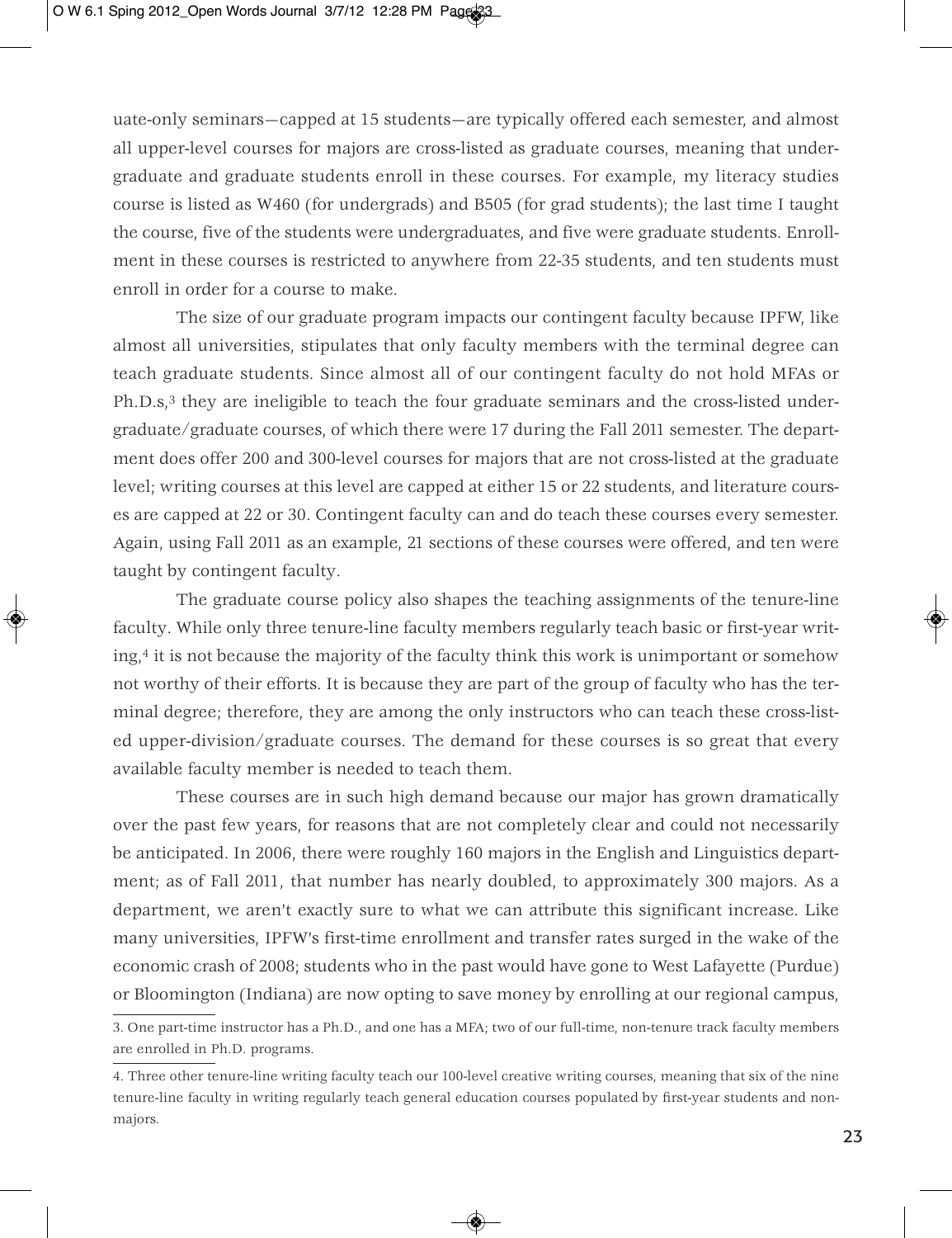uate-only seminars—capped at 15 students—are typically offered each semester, and almost all upper-level courses for majors are cross-listed as graduate courses, meaning that undergraduate and graduate students enroll in these courses. For example, my literacy studies course is listed as W460 (for undergrads) and B505 (for grad students); the last time I taught the course, five of the students were undergraduates, and five were graduate students. Enrollment in these courses is restricted to anywhere from 22-35 students, and ten students must enroll in order for a course to make.

The size of our graduate program impacts our contingent faculty because IPFW, like almost all universities, stipulates that only faculty members with the terminal degree can teach graduate students. Since almost all of our contingent faculty do not hold MFAs or Ph.D.s,[3] they are ineligible to teach the four graduate seminars and the cross-listed undergraduate/graduate courses, of which there were 17 during the Fall 2011 semester. The department does offer 200 and 300-level courses for majors that are not cross-listed at the graduate level; writing courses at this level are capped at either 15 or 22 students, and literature courses are capped at 22 or 30. Contingent faculty can and do teach these courses every semester. Again, using Fall 2011 as an example, 21 sections of these courses were offered, and ten were taught by contingent faculty.

The graduate course policy also shapes the teaching assignments of the tenure-line faculty. While only three tenure-line faculty members regularly teach basic or first-year writing,[4] it is not because the majority of the faculty think this work is unimportant or somehow not worthy of their efforts. It is because they are part of the group of faculty who has the terminal degree; therefore, they are among the only instructors who can teach these cross-listed upper-division/graduate courses. The demand for these courses is so great that every available faculty member is needed to teach them.

These courses are in such high demand because our major has grown dramatically over the past few years, for reasons that are not completely clear and could not necessarily be anticipated. In 2006, there were roughly 160 majors in the English and Linguistics department; as of Fall 2011, that number has nearly doubled, to approximately 300 majors. As a department, we aren't exactly sure to what we can attribute this significant increase. Like many universities, IPFW's first-time enrollment and transfer rates surged in the wake of the economic crash of 2008; students who in the past would have gone to West Lafayette (Purdue) or Bloomington (Indiana) are now opting to save money by enrolling at our regional campus,

3. One part-time instructor has a Ph.D., and one has a MFA; two of our full-time, non-tenure track faculty members are enrolled in Ph.D. programs.

4. Three other tenure-line writing faculty teach our 100-level creative writing courses, meaning that six of the nine tenure-line faculty in writing regularly teach general education courses populated by first-year students and non-majors.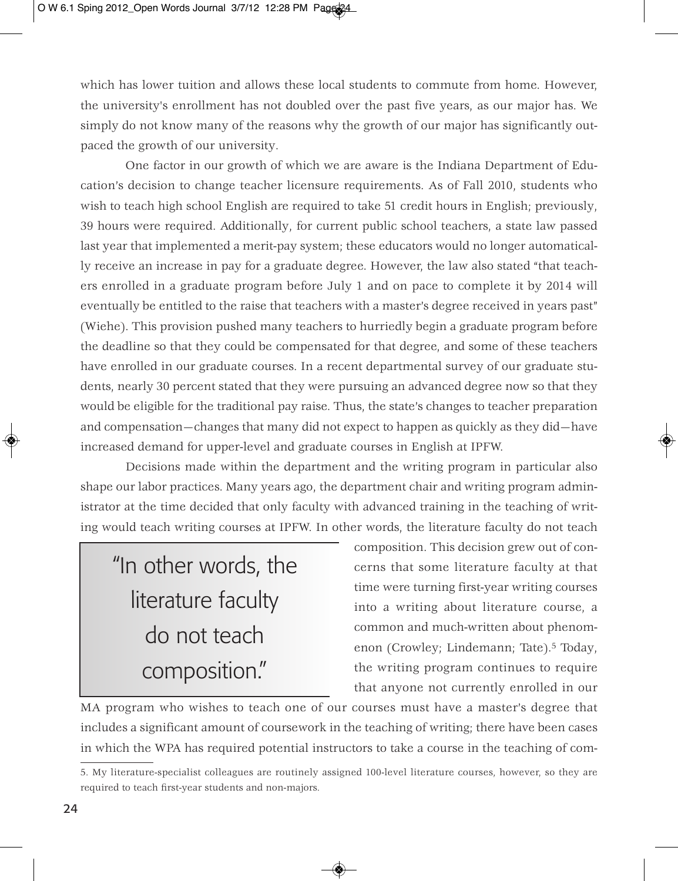which has lower tuition and allows these local students to commute from home. However, the university's enrollment has not doubled over the past five years, as our major has. We simply do not know many of the reasons why the growth of our major has significantly outpaced the growth of our university.

One factor in our growth of which we are aware is the Indiana Department of Education's decision to change teacher licensure requirements. As of Fall 2010, students who wish to teach high school English are required to take 51 credit hours in English; previously, 39 hours were required. Additionally, for current public school teachers, a state law passed last year that implemented a merit-pay system; these educators would no longer automatically receive an increase in pay for a graduate degree. However, the law also stated "that teachers enrolled in a graduate program before July 1 and on pace to complete it by 2014 will eventually be entitled to the raise that teachers with a master's degree received in years past" (Wiehe). This provision pushed many teachers to hurriedly begin a graduate program before the deadline so that they could be compensated for that degree, and some of these teachers have enrolled in our graduate courses. In a recent departmental survey of our graduate students, nearly 30 percent stated that they were pursuing an advanced degree now so that they would be eligible for the traditional pay raise. Thus, the state's changes to teacher preparation and compensation—changes that many did not expect to happen as quickly as they did—have increased demand for upper-level and graduate courses in English at IPFW.

Decisions made within the department and the writing program in particular also shape our labor practices. Many years ago, the department chair and writing program administrator at the time decided that only faculty with advanced training in the teaching of writing would teach writing courses at IPFW. In other words, the literature faculty do not teach composition. This decision grew out of concerns that some literature faculty at that time were turning first-year writing courses into a writing about literature course, a common and much-written about phenomenon (Crowley; Lindemann; Tate).[5] Today, the writing program continues to require that anyone not currently enrolled in our MA program who wishes to teach one of our courses must have a master's degree that includes a significant amount of coursework in the teaching of writing; there have been cases in which the WPA has required potential instructors to take a course in the teaching of com-

> "In other words, the literature faculty do not teach composition."

5. My literature-specialist colleagues are routinely assigned 100-level literature courses, however, so they are required to teach first-year students and non-majors.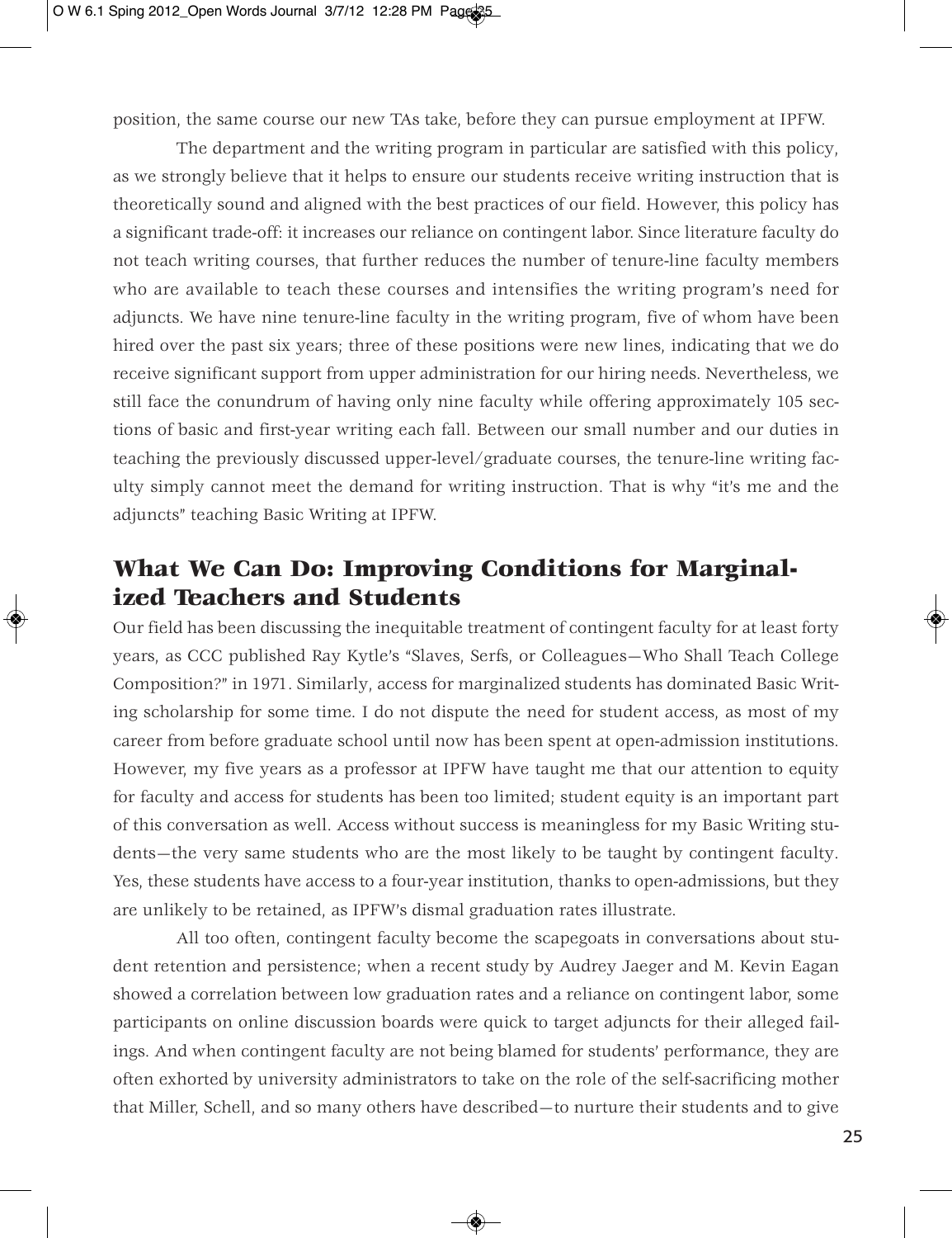position, the same course our new TAs take, before they can pursue employment at IPFW.

The department and the writing program in particular are satisfied with this policy, as we strongly believe that it helps to ensure our students receive writing instruction that is theoretically sound and aligned with the best practices of our field. However, this policy has a significant trade-off: it increases our reliance on contingent labor. Since literature faculty do not teach writing courses, that further reduces the number of tenure-line faculty members who are available to teach these courses and intensifies the writing program's need for adjuncts. We have nine tenure-line faculty in the writing program, five of whom have been hired over the past six years; three of these positions were new lines, indicating that we do receive significant support from upper administration for our hiring needs. Nevertheless, we still face the conundrum of having only nine faculty while offering approximately 105 sections of basic and first-year writing each fall. Between our small number and our duties in teaching the previously discussed upper-level/graduate courses, the tenure-line writing faculty simply cannot meet the demand for writing instruction. That is why "it's me and the adjuncts" teaching Basic Writing at IPFW.

## What We Can Do: Improving Conditions for Marginalized Teachers and Students

Our field has been discussing the inequitable treatment of contingent faculty for at least forty years, as CCC published Ray Kytle's "Slaves, Serfs, or Colleagues—Who Shall Teach College Composition?" in 1971. Similarly, access for marginalized students has dominated Basic Writing scholarship for some time. I do not dispute the need for student access, as most of my career from before graduate school until now has been spent at open-admission institutions. However, my five years as a professor at IPFW have taught me that our attention to equity for faculty and access for students has been too limited; student equity is an important part of this conversation as well. Access without success is meaningless for my Basic Writing students—the very same students who are the most likely to be taught by contingent faculty. Yes, these students have access to a four-year institution, thanks to open-admissions, but they are unlikely to be retained, as IPFW's dismal graduation rates illustrate.

All too often, contingent faculty become the scapegoats in conversations about student retention and persistence; when a recent study by Audrey Jaeger and M. Kevin Eagan showed a correlation between low graduation rates and a reliance on contingent labor, some participants on online discussion boards were quick to target adjuncts for their alleged failings. And when contingent faculty are not being blamed for students' performance, they are often exhorted by university administrators to take on the role of the self-sacrificing mother that Miller, Schell, and so many others have described—to nurture their students and to give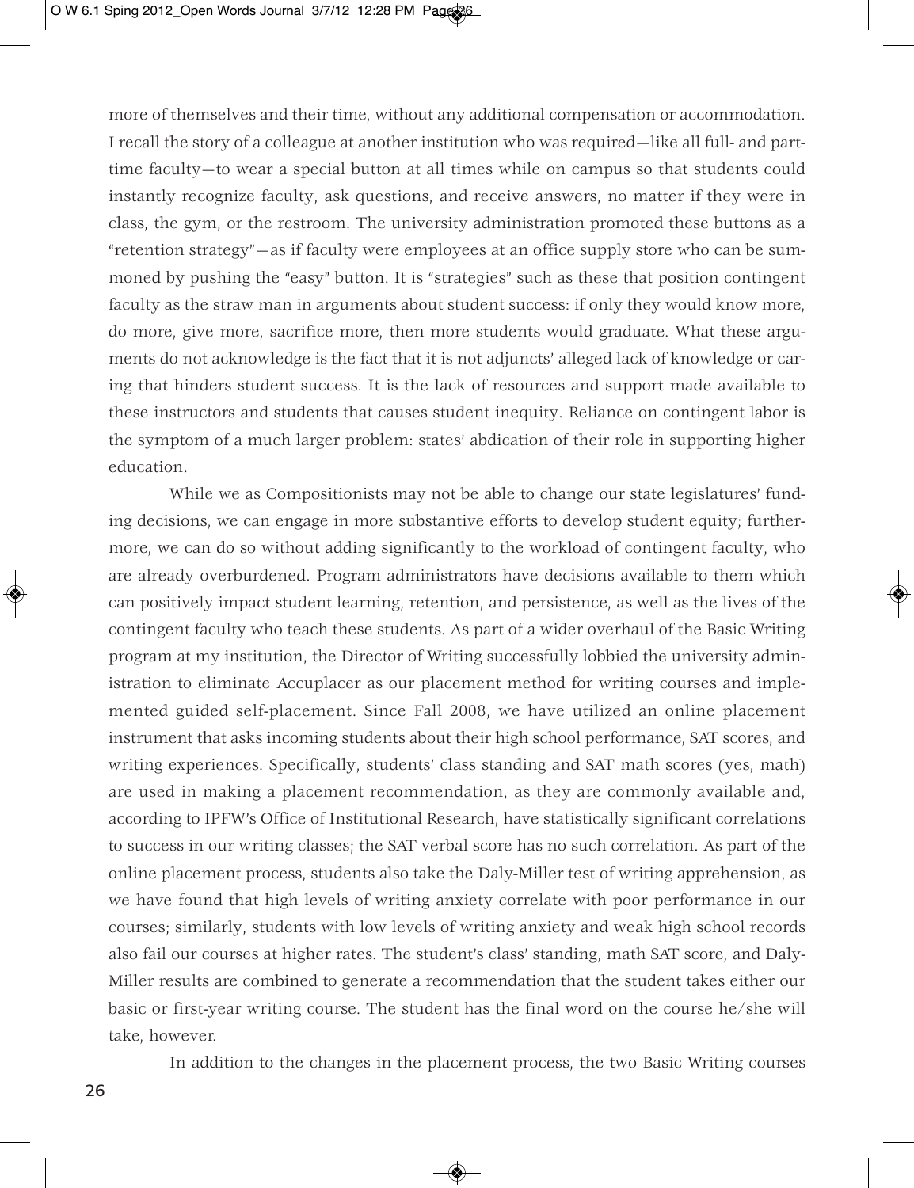more of themselves and their time, without any additional compensation or accommodation. I recall the story of a colleague at another institution who was required—like all full- and part-time faculty—to wear a special button at all times while on campus so that students could instantly recognize faculty, ask questions, and receive answers, no matter if they were in class, the gym, or the restroom. The university administration promoted these buttons as a "retention strategy"—as if faculty were employees at an office supply store who can be summoned by pushing the "easy" button. It is "strategies" such as these that position contingent faculty as the straw man in arguments about student success: if only they would know more, do more, give more, sacrifice more, then more students would graduate. What these arguments do not acknowledge is the fact that it is not adjuncts' alleged lack of knowledge or caring that hinders student success. It is the lack of resources and support made available to these instructors and students that causes student inequity. Reliance on contingent labor is the symptom of a much larger problem: states' abdication of their role in supporting higher education.

While we as Compositionists may not be able to change our state legislatures' funding decisions, we can engage in more substantive efforts to develop student equity; furthermore, we can do so without adding significantly to the workload of contingent faculty, who are already overburdened. Program administrators have decisions available to them which can positively impact student learning, retention, and persistence, as well as the lives of the contingent faculty who teach these students. As part of a wider overhaul of the Basic Writing program at my institution, the Director of Writing successfully lobbied the university administration to eliminate Accuplacer as our placement method for writing courses and implemented guided self-placement. Since Fall 2008, we have utilized an online placement instrument that asks incoming students about their high school performance, SAT scores, and writing experiences. Specifically, students' class standing and SAT math scores (yes, math) are used in making a placement recommendation, as they are commonly available and, according to IPFW's Office of Institutional Research, have statistically significant correlations to success in our writing classes; the SAT verbal score has no such correlation. As part of the online placement process, students also take the Daly-Miller test of writing apprehension, as we have found that high levels of writing anxiety correlate with poor performance in our courses; similarly, students with low levels of writing anxiety and weak high school records also fail our courses at higher rates. The student's class' standing, math SAT score, and Daly-Miller results are combined to generate a recommendation that the student takes either our basic or first-year writing course. The student has the final word on the course he/she will take, however.

In addition to the changes in the placement process, the two Basic Writing courses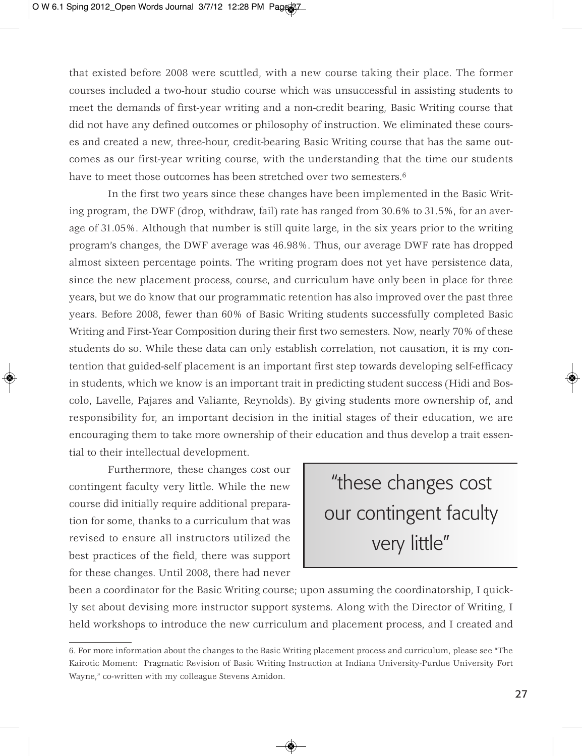that existed before 2008 were scuttled, with a new course taking their place. The former courses included a two-hour studio course which was unsuccessful in assisting students to meet the demands of first-year writing and a non-credit bearing, Basic Writing course that did not have any defined outcomes or philosophy of instruction. We eliminated these courses and created a new, three-hour, credit-bearing Basic Writing course that has the same outcomes as our first-year writing course, with the understanding that the time our students have to meet those outcomes has been stretched over two semesters.[6]

In the first two years since these changes have been implemented in the Basic Writing program, the DWF (drop, withdraw, fail) rate has ranged from 30.6% to 31.5%, for an average of 31.05%. Although that number is still quite large, in the six years prior to the writing program's changes, the DWF average was 46.98%. Thus, our average DWF rate has dropped almost sixteen percentage points. The writing program does not yet have persistence data, since the new placement process, course, and curriculum have only been in place for three years, but we do know that our programmatic retention has also improved over the past three years. Before 2008, fewer than 60% of Basic Writing students successfully completed Basic Writing and First-Year Composition during their first two semesters. Now, nearly 70% of these students do so. While these data can only establish correlation, not causation, it is my contention that guided-self placement is an important first step towards developing self-efficacy in students, which we know is an important trait in predicting student success (Hidi and Boscolo, Lavelle, Pajares and Valiante, Reynolds). By giving students more ownership of, and responsibility for, an important decision in the initial stages of their education, we are encouraging them to take more ownership of their education and thus develop a trait essential to their intellectual development.

> "these changes cost our contingent faculty very little"

Furthermore, these changes cost our contingent faculty very little. While the new course did initially require additional preparation for some, thanks to a curriculum that was revised to ensure all instructors utilized the best practices of the field, there was support for these changes. Until 2008, there had never been a coordinator for the Basic Writing course; upon assuming the coordinatorship, I quickly set about devising more instructor support systems. Along with the Director of Writing, I held workshops to introduce the new curriculum and placement process, and I created and

---

6. For more information about the changes to the Basic Writing placement process and curriculum, please see "The Kairotic Moment: Pragmatic Revision of Basic Writing Instruction at Indiana University-Purdue University Fort Wayne," co-written with my colleague Stevens Amidon.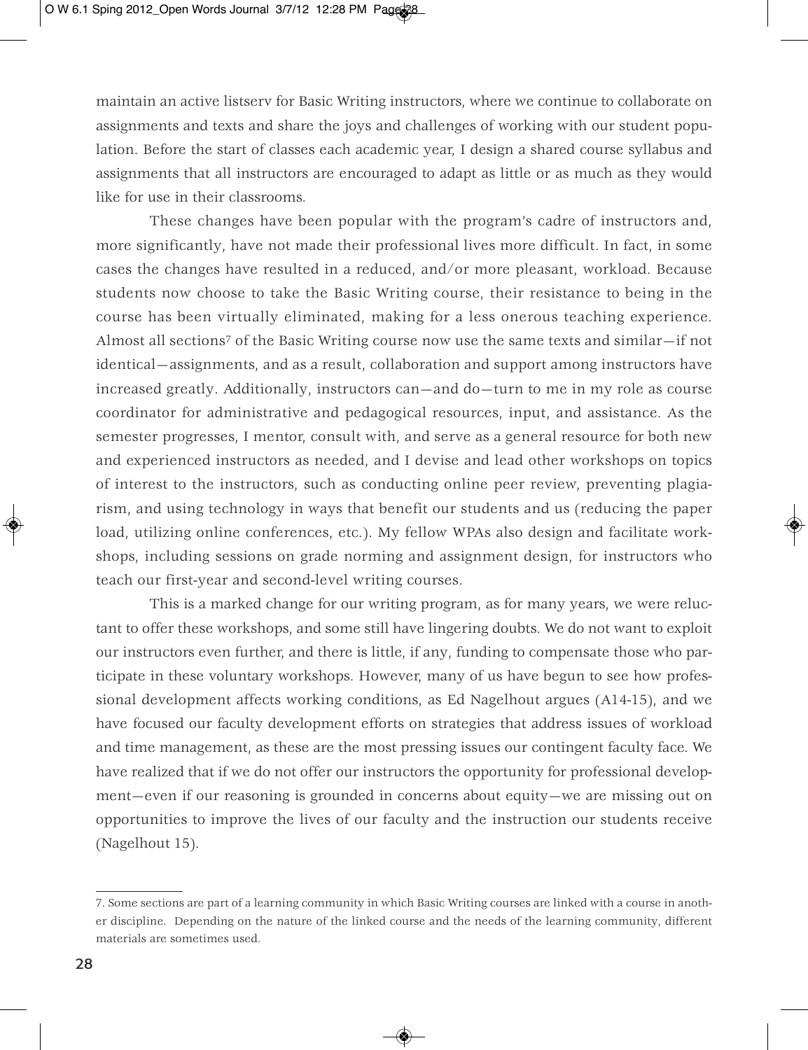maintain an active listserv for Basic Writing instructors, where we continue to collaborate on assignments and texts and share the joys and challenges of working with our student population. Before the start of classes each academic year, I design a shared course syllabus and assignments that all instructors are encouraged to adapt as little or as much as they would like for use in their classrooms.

These changes have been popular with the program's cadre of instructors and, more significantly, have not made their professional lives more difficult. In fact, in some cases the changes have resulted in a reduced, and/or more pleasant, workload. Because students now choose to take the Basic Writing course, their resistance to being in the course has been virtually eliminated, making for a less onerous teaching experience. Almost all sections[7] of the Basic Writing course now use the same texts and similar—if not identical—assignments, and as a result, collaboration and support among instructors have increased greatly. Additionally, instructors can—and do—turn to me in my role as course coordinator for administrative and pedagogical resources, input, and assistance. As the semester progresses, I mentor, consult with, and serve as a general resource for both new and experienced instructors as needed, and I devise and lead other workshops on topics of interest to the instructors, such as conducting online peer review, preventing plagiarism, and using technology in ways that benefit our students and us (reducing the paper load, utilizing online conferences, etc.). My fellow WPAs also design and facilitate workshops, including sessions on grade norming and assignment design, for instructors who teach our first-year and second-level writing courses.

This is a marked change for our writing program, as for many years, we were reluctant to offer these workshops, and some still have lingering doubts. We do not want to exploit our instructors even further, and there is little, if any, funding to compensate those who participate in these voluntary workshops. However, many of us have begun to see how professional development affects working conditions, as Ed Nagelhout argues (A14-15), and we have focused our faculty development efforts on strategies that address issues of workload and time management, as these are the most pressing issues our contingent faculty face. We have realized that if we do not offer our instructors the opportunity for professional development—even if our reasoning is grounded in concerns about equity—we are missing out on opportunities to improve the lives of our faculty and the instruction our students receive (Nagelhout 15).

---

7. Some sections are part of a learning community in which Basic Writing courses are linked with a course in another discipline. Depending on the nature of the linked course and the needs of the learning community, different materials are sometimes used.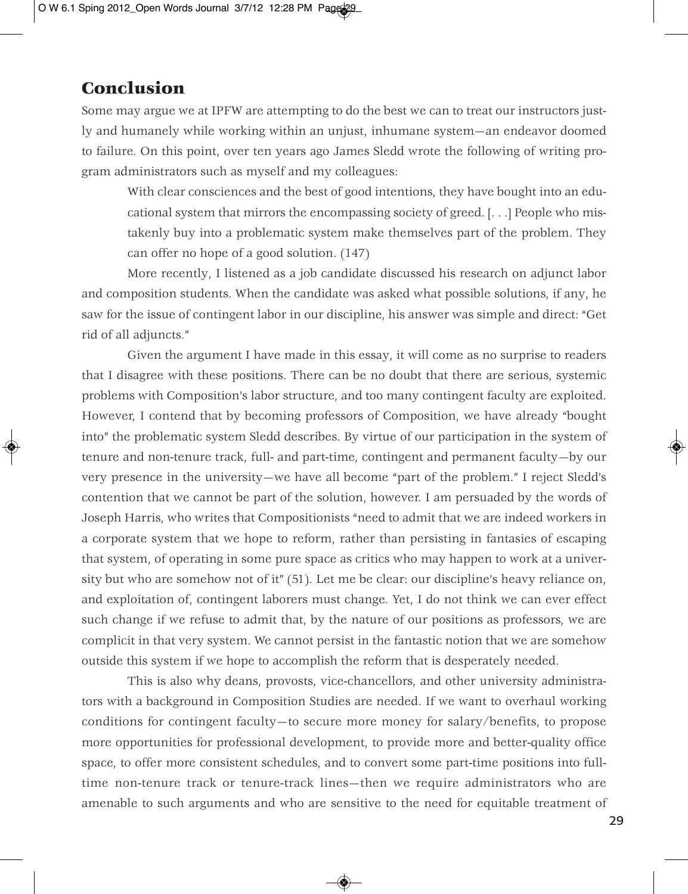## Conclusion

Some may argue we at IPFW are attempting to do the best we can to treat our instructors justly and humanely while working within an unjust, inhumane system—an endeavor doomed to failure. On this point, over ten years ago James Sledd wrote the following of writing program administrators such as myself and my colleagues:

> With clear consciences and the best of good intentions, they have bought into an educational system that mirrors the encompassing society of greed. [. . .] People who mistakenly buy into a problematic system make themselves part of the problem. They can offer no hope of a good solution. (147)

More recently, I listened as a job candidate discussed his research on adjunct labor and composition students. When the candidate was asked what possible solutions, if any, he saw for the issue of contingent labor in our discipline, his answer was simple and direct: "Get rid of all adjuncts."

Given the argument I have made in this essay, it will come as no surprise to readers that I disagree with these positions. There can be no doubt that there are serious, systemic problems with Composition's labor structure, and too many contingent faculty are exploited. However, I contend that by becoming professors of Composition, we have already "bought into" the problematic system Sledd describes. By virtue of our participation in the system of tenure and non-tenure track, full- and part-time, contingent and permanent faculty—by our very presence in the university—we have all become "part of the problem." I reject Sledd's contention that we cannot be part of the solution, however. I am persuaded by the words of Joseph Harris, who writes that Compositionists "need to admit that we are indeed workers in a corporate system that we hope to reform, rather than persisting in fantasies of escaping that system, of operating in some pure space as critics who may happen to work at a university but who are somehow not of it" (51). Let me be clear: our discipline's heavy reliance on, and exploitation of, contingent laborers must change. Yet, I do not think we can ever effect such change if we refuse to admit that, by the nature of our positions as professors, we are complicit in that very system. We cannot persist in the fantastic notion that we are somehow outside this system if we hope to accomplish the reform that is desperately needed.

This is also why deans, provosts, vice-chancellors, and other university administrators with a background in Composition Studies are needed. If we want to overhaul working conditions for contingent faculty—to secure more money for salary/benefits, to propose more opportunities for professional development, to provide more and better-quality office space, to offer more consistent schedules, and to convert some part-time positions into full-time non-tenure track or tenure-track lines—then we require administrators who are amenable to such arguments and who are sensitive to the need for equitable treatment of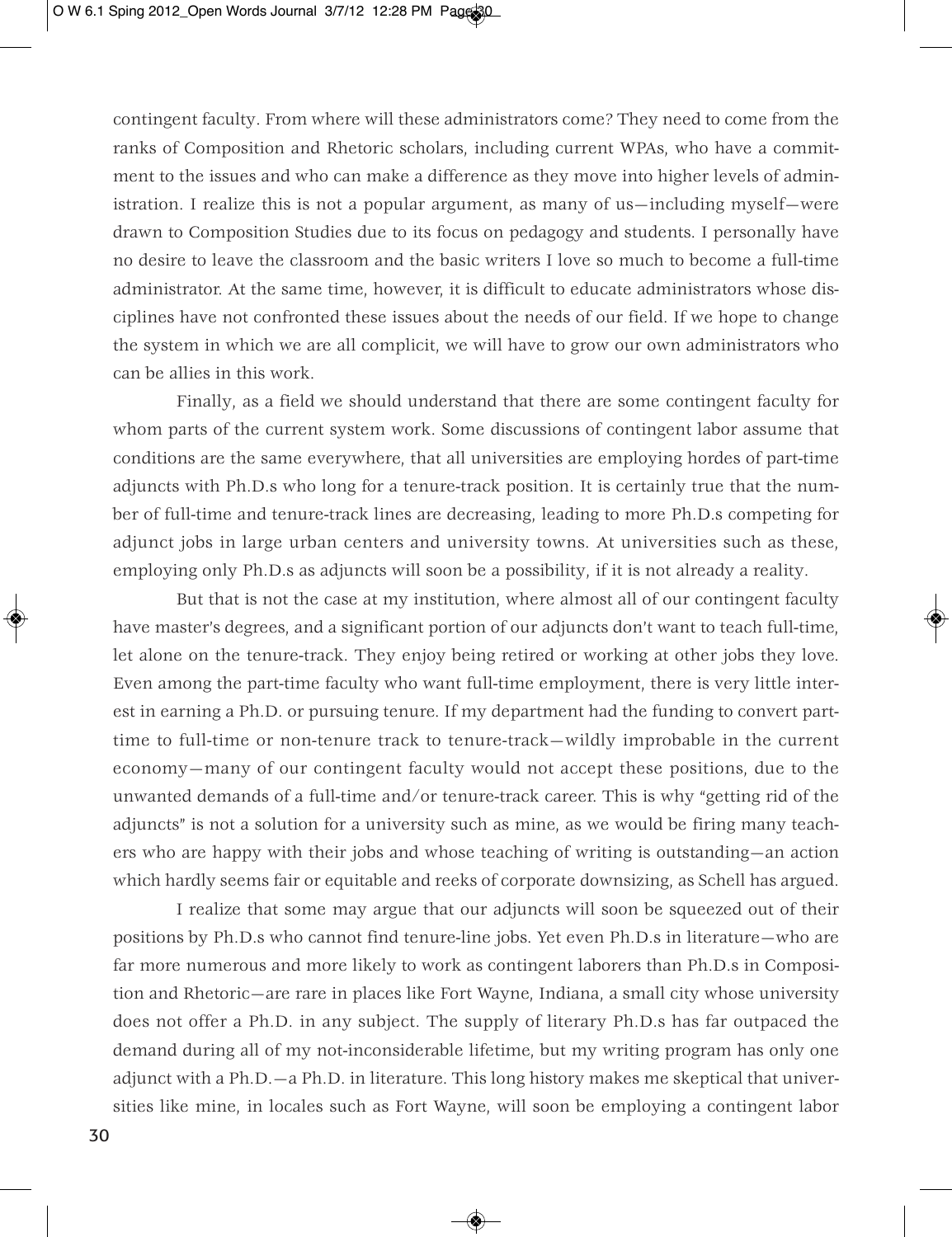contingent faculty. From where will these administrators come? They need to come from the ranks of Composition and Rhetoric scholars, including current WPAs, who have a commitment to the issues and who can make a difference as they move into higher levels of administration. I realize this is not a popular argument, as many of us—including myself—were drawn to Composition Studies due to its focus on pedagogy and students. I personally have no desire to leave the classroom and the basic writers I love so much to become a full-time administrator. At the same time, however, it is difficult to educate administrators whose disciplines have not confronted these issues about the needs of our field. If we hope to change the system in which we are all complicit, we will have to grow our own administrators who can be allies in this work.

Finally, as a field we should understand that there are some contingent faculty for whom parts of the current system work. Some discussions of contingent labor assume that conditions are the same everywhere, that all universities are employing hordes of part-time adjuncts with Ph.D.s who long for a tenure-track position. It is certainly true that the number of full-time and tenure-track lines are decreasing, leading to more Ph.D.s competing for adjunct jobs in large urban centers and university towns. At universities such as these, employing only Ph.D.s as adjuncts will soon be a possibility, if it is not already a reality.

But that is not the case at my institution, where almost all of our contingent faculty have master's degrees, and a significant portion of our adjuncts don't want to teach full-time, let alone on the tenure-track. They enjoy being retired or working at other jobs they love. Even among the part-time faculty who want full-time employment, there is very little interest in earning a Ph.D. or pursuing tenure. If my department had the funding to convert part-time to full-time or non-tenure track to tenure-track—wildly improbable in the current economy—many of our contingent faculty would not accept these positions, due to the unwanted demands of a full-time and/or tenure-track career. This is why "getting rid of the adjuncts" is not a solution for a university such as mine, as we would be firing many teachers who are happy with their jobs and whose teaching of writing is outstanding—an action which hardly seems fair or equitable and reeks of corporate downsizing, as Schell has argued.

I realize that some may argue that our adjuncts will soon be squeezed out of their positions by Ph.D.s who cannot find tenure-line jobs. Yet even Ph.D.s in literature—who are far more numerous and more likely to work as contingent laborers than Ph.D.s in Composition and Rhetoric—are rare in places like Fort Wayne, Indiana, a small city whose university does not offer a Ph.D. in any subject. The supply of literary Ph.D.s has far outpaced the demand during all of my not-inconsiderable lifetime, but my writing program has only one adjunct with a Ph.D.—a Ph.D. in literature. This long history makes me skeptical that universities like mine, in locales such as Fort Wayne, will soon be employing a contingent labor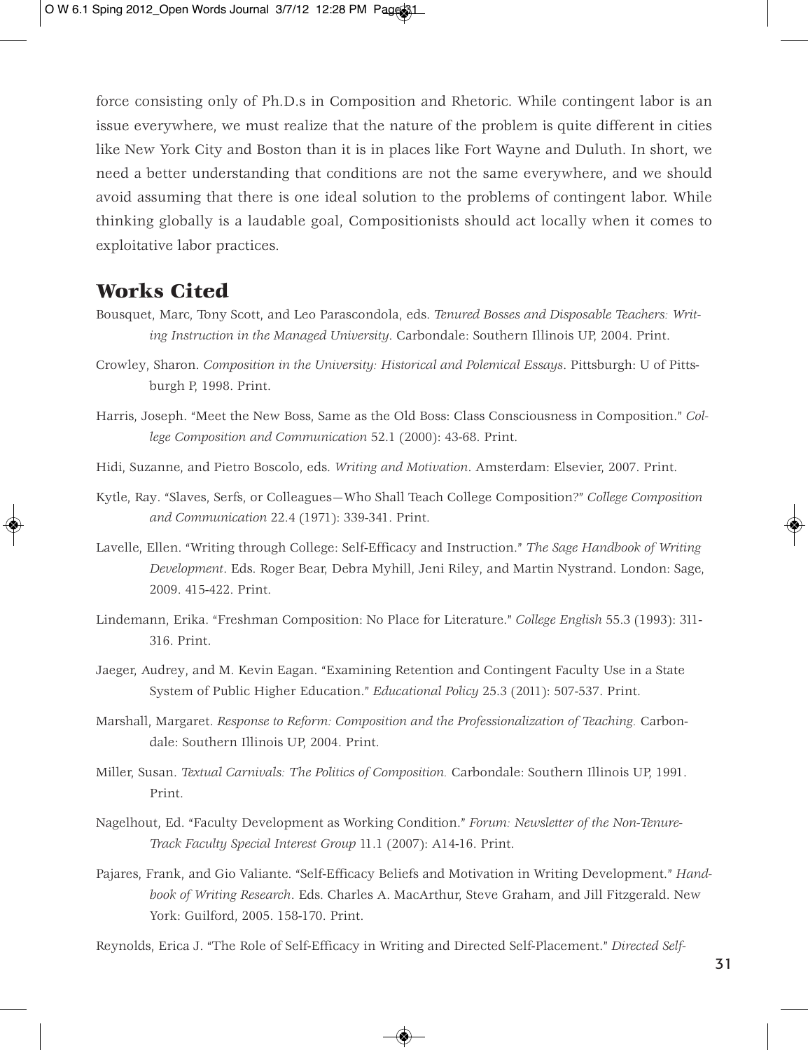force consisting only of Ph.D.s in Composition and Rhetoric. While contingent labor is an issue everywhere, we must realize that the nature of the problem is quite different in cities like New York City and Boston than it is in places like Fort Wayne and Duluth. In short, we need a better understanding that conditions are not the same everywhere, and we should avoid assuming that there is one ideal solution to the problems of contingent labor. While thinking globally is a laudable goal, Compositionists should act locally when it comes to exploitative labor practices.

## Works Cited

Bousquet, Marc, Tony Scott, and Leo Parascondola, eds. *Tenured Bosses and Disposable Teachers: Writing Instruction in the Managed University*. Carbondale: Southern Illinois UP, 2004. Print.

Crowley, Sharon. *Composition in the University: Historical and Polemical Essays*. Pittsburgh: U of Pittsburgh P, 1998. Print.

Harris, Joseph. "Meet the New Boss, Same as the Old Boss: Class Consciousness in Composition." *College Composition and Communication* 52.1 (2000): 43-68. Print.

Hidi, Suzanne, and Pietro Boscolo, eds. *Writing and Motivation*. Amsterdam: Elsevier, 2007. Print.

Kytle, Ray. "Slaves, Serfs, or Colleagues—Who Shall Teach College Composition?" *College Composition and Communication* 22.4 (1971): 339-341. Print.

Lavelle, Ellen. "Writing through College: Self-Efficacy and Instruction." *The Sage Handbook of Writing Development*. Eds. Roger Bear, Debra Myhill, Jeni Riley, and Martin Nystrand. London: Sage, 2009. 415-422. Print.

Lindemann, Erika. "Freshman Composition: No Place for Literature." *College English* 55.3 (1993): 311-316. Print.

Jaeger, Audrey, and M. Kevin Eagan. "Examining Retention and Contingent Faculty Use in a State System of Public Higher Education." *Educational Policy* 25.3 (2011): 507-537. Print.

Marshall, Margaret. *Response to Reform: Composition and the Professionalization of Teaching.* Carbondale: Southern Illinois UP, 2004. Print.

Miller, Susan. *Textual Carnivals: The Politics of Composition.* Carbondale: Southern Illinois UP, 1991. Print.

Nagelhout, Ed. "Faculty Development as Working Condition." *Forum: Newsletter of the Non-Tenure-Track Faculty Special Interest Group* 11.1 (2007): A14-16. Print.

Pajares, Frank, and Gio Valiante. "Self-Efficacy Beliefs and Motivation in Writing Development." *Handbook of Writing Research*. Eds. Charles A. MacArthur, Steve Graham, and Jill Fitzgerald. New York: Guilford, 2005. 158-170. Print.

Reynolds, Erica J. "The Role of Self-Efficacy in Writing and Directed Self-Placement." *Directed Self-*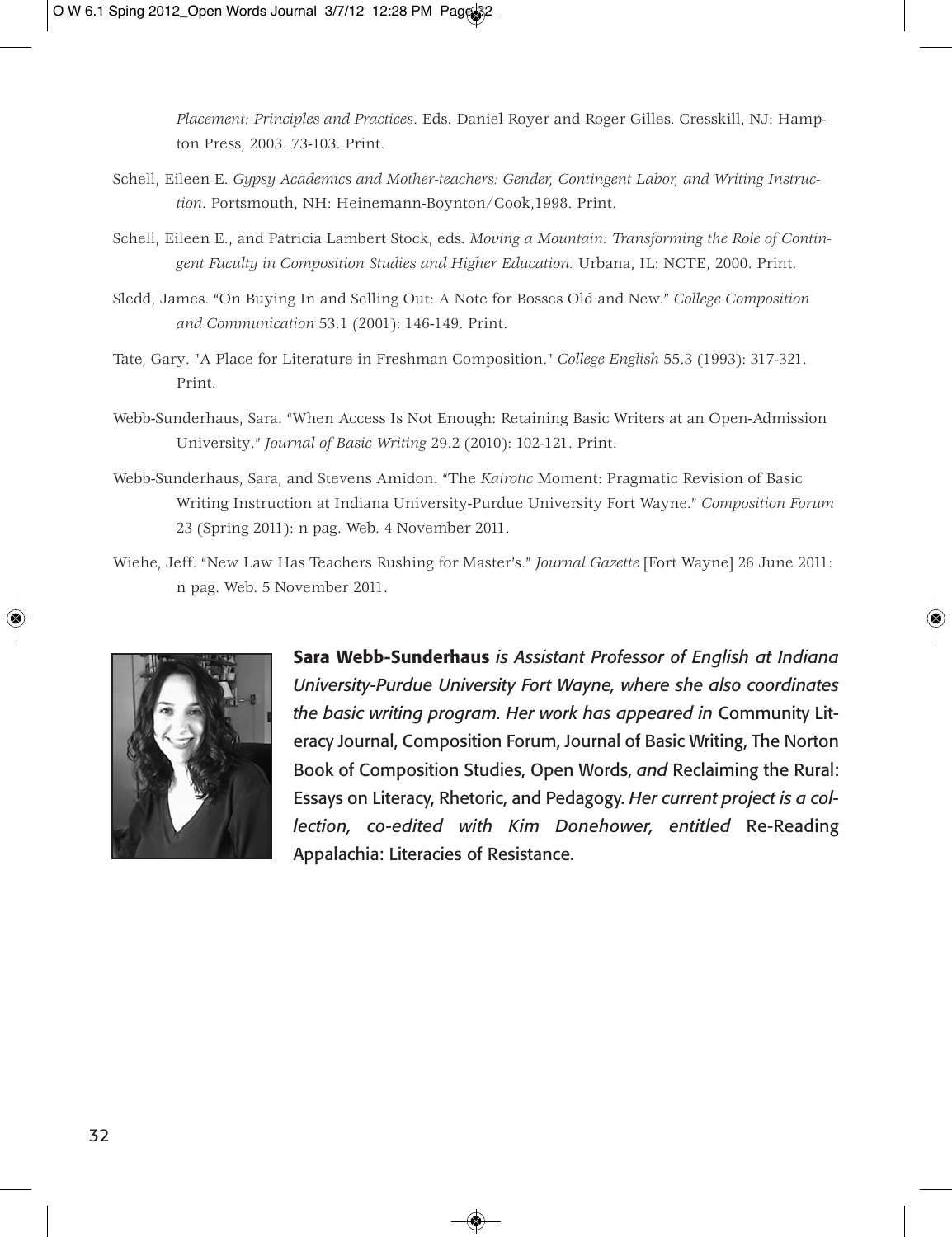*Placement: Principles and Practices*. Eds. Daniel Royer and Roger Gilles. Cresskill, NJ: Hampton Press, 2003. 73-103. Print.

Schell, Eileen E. *Gypsy Academics and Mother-teachers: Gender, Contingent Labor, and Writing Instruction*. Portsmouth, NH: Heinemann-Boynton/Cook,1998. Print.

Schell, Eileen E., and Patricia Lambert Stock, eds. *Moving a Mountain: Transforming the Role of Contingent Faculty in Composition Studies and Higher Education.* Urbana, IL: NCTE, 2000. Print.

Sledd, James. "On Buying In and Selling Out: A Note for Bosses Old and New." *College Composition and Communication* 53.1 (2001): 146-149. Print.

Tate, Gary. "A Place for Literature in Freshman Composition." *College English* 55.3 (1993): 317-321. Print.

Webb-Sunderhaus, Sara. "When Access Is Not Enough: Retaining Basic Writers at an Open-Admission University." *Journal of Basic Writing* 29.2 (2010): 102-121. Print.

Webb-Sunderhaus, Sara, and Stevens Amidon. "The *Kairotic* Moment: Pragmatic Revision of Basic Writing Instruction at Indiana University-Purdue University Fort Wayne." *Composition Forum* 23 (Spring 2011): n pag. Web. 4 November 2011.

Wiehe, Jeff. "New Law Has Teachers Rushing for Master's." *Journal Gazette* [Fort Wayne] 26 June 2011: n pag. Web. 5 November 2011.

**Sara Webb-Sunderhaus** *is Assistant Professor of English at Indiana University-Purdue University Fort Wayne, where she also coordinates the basic writing program. Her work has appeared in* Community Literacy Journal, Composition Forum, Journal of Basic Writing, The Norton Book of Composition Studies, Open Words, *and* Reclaiming the Rural: Essays on Literacy, Rhetoric, and Pedagogy. *Her current project is a collection, co-edited with Kim Donehower, entitled* Re-Reading Appalachia: Literacies of Resistance.